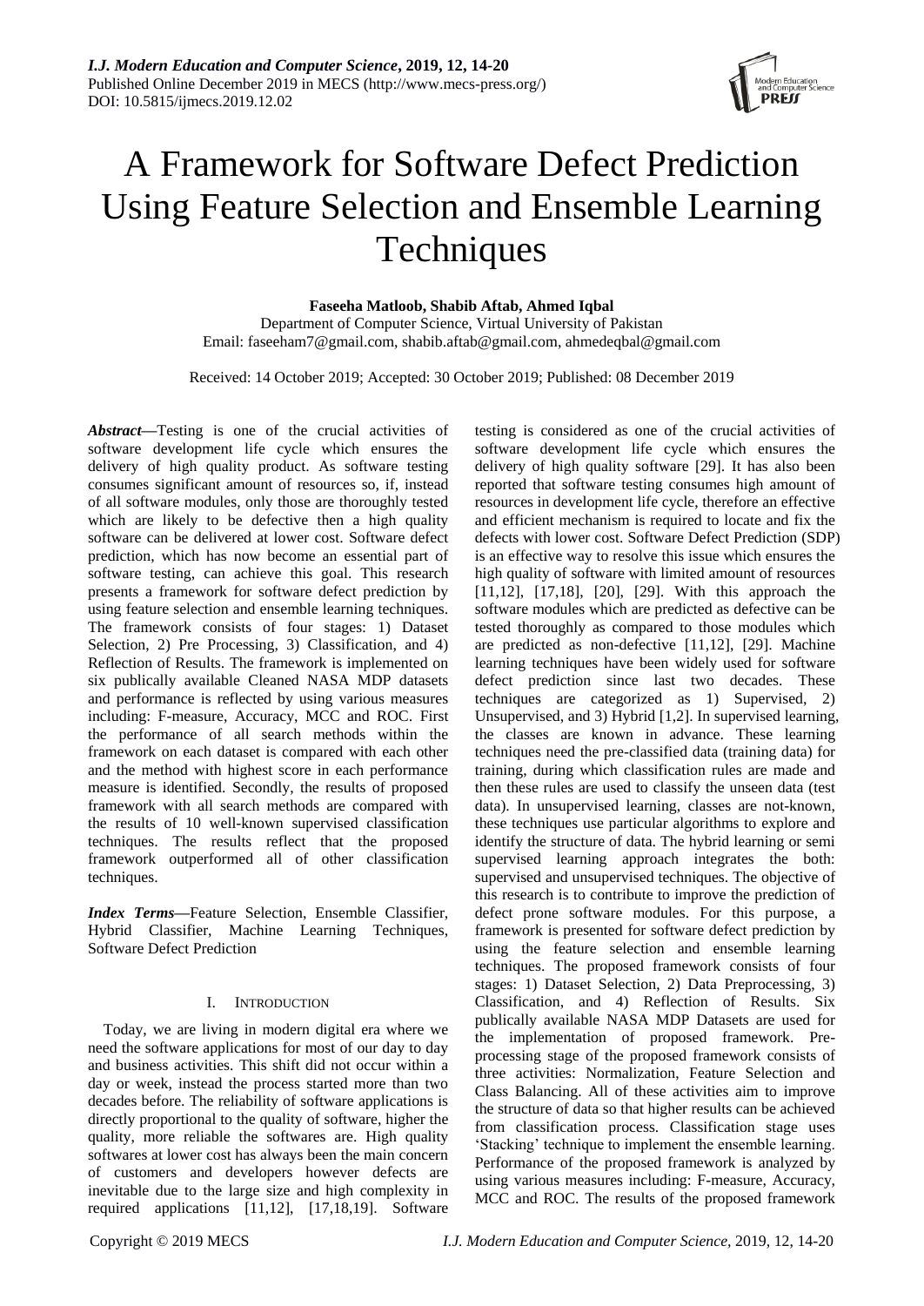# A Framework for Software Defect Prediction Using Feature Selection and Ensemble Learning Techniques

**Faseeha Matloob, Shabib Aftab, Ahmed Iqbal**

Department of Computer Science, Virtual University of Pakistan

Email: faseeham7@gmail.com, shabib.aftab@gmail.com, ahmedeqbal@gmail.com

Received: 14 October 2019; Accepted: 30 October 2019; Published: 08 December 2019

***Abstract*—**Testing is one of the crucial activities of software development life cycle which ensures the delivery of high quality product. As software testing consumes significant amount of resources so, if, instead of all software modules, only those are thoroughly tested which are likely to be defective then a high quality software can be delivered at lower cost. Software defect prediction, which has now become an essential part of software testing, can achieve this goal. This research presents a framework for software defect prediction by using feature selection and ensemble learning techniques. The framework consists of four stages: 1) Dataset Selection, 2) Pre Processing, 3) Classification, and 4) Reflection of Results. The framework is implemented on six publically available Cleaned NASA MDP datasets and performance is reflected by using various measures including: F-measure, Accuracy, MCC and ROC. First the performance of all search methods within the framework on each dataset is compared with each other and the method with highest score in each performance measure is identified. Secondly, the results of proposed framework with all search methods are compared with the results of 10 well-known supervised classification techniques. The results reflect that the proposed framework outperformed all of other classification techniques.

***Index Terms*—**Feature Selection, Ensemble Classifier, Hybrid Classifier, Machine Learning Techniques, Software Defect Prediction

## I. Introduction

Today, we are living in modern digital era where we need the software applications for most of our day to day and business activities. This shift did not occur within a day or week, instead the process started more than two decades before. The reliability of software applications is directly proportional to the quality of software, higher the quality, more reliable the softwares are. High quality softwares at lower cost has always been the main concern of customers and developers however defects are inevitable due to the large size and high complexity in required applications [11,12], [17,18,19]. Software testing is considered as one of the crucial activities of software development life cycle which ensures the delivery of high quality software [29]. It has also been reported that software testing consumes high amount of resources in development life cycle, therefore an effective and efficient mechanism is required to locate and fix the defects with lower cost. Software Defect Prediction (SDP) is an effective way to resolve this issue which ensures the high quality of software with limited amount of resources [11,12], [17,18], [20], [29]. With this approach the software modules which are predicted as defective can be tested thoroughly as compared to those modules which are predicted as non-defective [11,12], [29]. Machine learning techniques have been widely used for software defect prediction since last two decades. These techniques are categorized as 1) Supervised, 2) Unsupervised, and 3) Hybrid [1,2]. In supervised learning, the classes are known in advance. These learning techniques need the pre-classified data (training data) for training, during which classification rules are made and then these rules are used to classify the unseen data (test data). In unsupervised learning, classes are not-known, these techniques use particular algorithms to explore and identify the structure of data. The hybrid learning or semi supervised learning approach integrates the both: supervised and unsupervised techniques. The objective of this research is to contribute to improve the prediction of defect prone software modules. For this purpose, a framework is presented for software defect prediction by using the feature selection and ensemble learning techniques. The proposed framework consists of four stages: 1) Dataset Selection, 2) Data Preprocessing, 3) Classification, and 4) Reflection of Results. Six publically available NASA MDP Datasets are used for the implementation of proposed framework. Pre-processing stage of the proposed framework consists of three activities: Normalization, Feature Selection and Class Balancing. All of these activities aim to improve the structure of data so that higher results can be achieved from classification process. Classification stage uses 'Stacking' technique to implement the ensemble learning. Performance of the proposed framework is analyzed by using various measures including: F-measure, Accuracy, MCC and ROC. The results of the proposed framework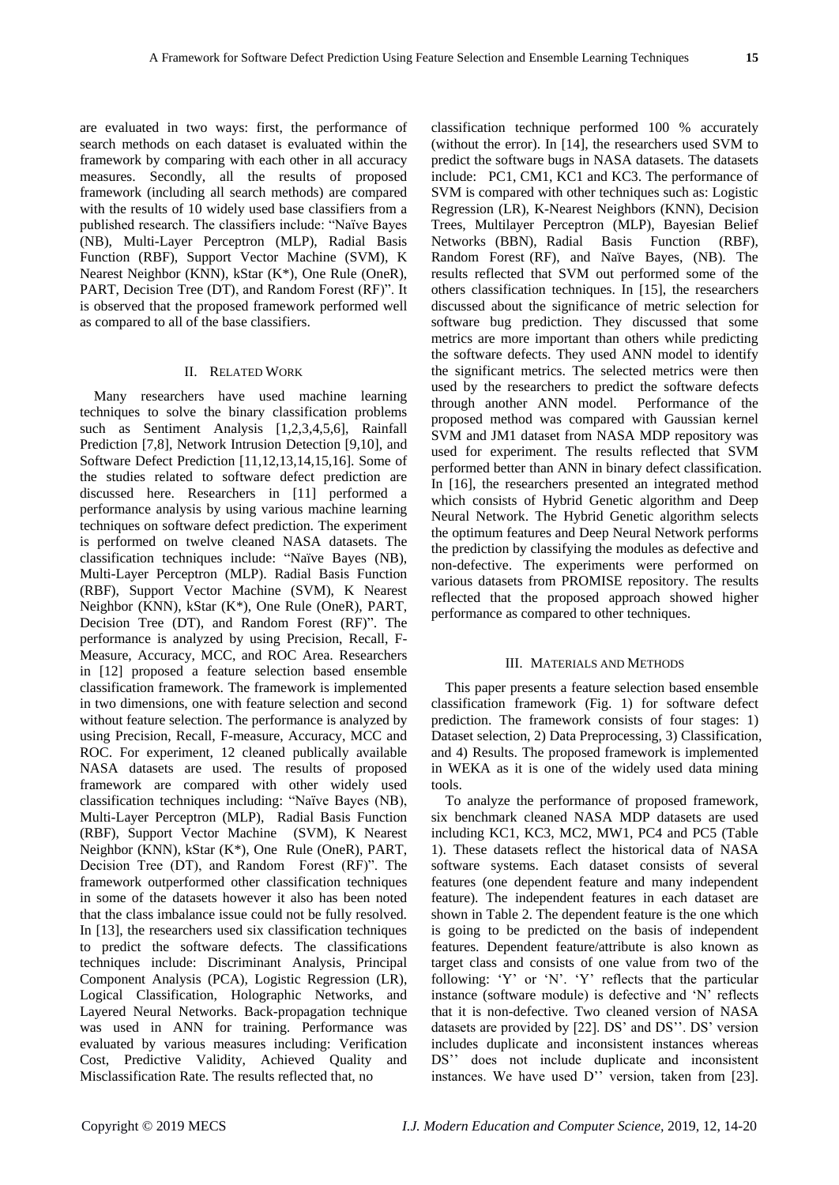are evaluated in two ways: first, the performance of search methods on each dataset is evaluated within the framework by comparing with each other in all accuracy measures. Secondly, all the results of proposed framework (including all search methods) are compared with the results of 10 widely used base classifiers from a published research. The classifiers include: "Naïve Bayes (NB), Multi-Layer Perceptron (MLP), Radial Basis Function (RBF), Support Vector Machine (SVM), K Nearest Neighbor (KNN), kStar (K*), One Rule (OneR), PART, Decision Tree (DT), and Random Forest (RF)". It is observed that the proposed framework performed well as compared to all of the base classifiers.

## II. Related Work

Many researchers have used machine learning techniques to solve the binary classification problems such as Sentiment Analysis [1,2,3,4,5,6], Rainfall Prediction [7,8], Network Intrusion Detection [9,10], and Software Defect Prediction [11,12,13,14,15,16]. Some of the studies related to software defect prediction are discussed here. Researchers in [11] performed a performance analysis by using various machine learning techniques on software defect prediction. The experiment is performed on twelve cleaned NASA datasets. The classification techniques include: "Naïve Bayes (NB), Multi-Layer Perceptron (MLP). Radial Basis Function (RBF), Support Vector Machine (SVM), K Nearest Neighbor (KNN), kStar (K*), One Rule (OneR), PART, Decision Tree (DT), and Random Forest (RF)". The performance is analyzed by using Precision, Recall, F-Measure, Accuracy, MCC, and ROC Area. Researchers in [12] proposed a feature selection based ensemble classification framework. The framework is implemented in two dimensions, one with feature selection and second without feature selection. The performance is analyzed by using Precision, Recall, F-measure, Accuracy, MCC and ROC. For experiment, 12 cleaned publically available NASA datasets are used. The results of proposed framework are compared with other widely used classification techniques including: "Naïve Bayes (NB), Multi-Layer Perceptron (MLP), Radial Basis Function (RBF), Support Vector Machine (SVM), K Nearest Neighbor (KNN), kStar (K*), One Rule (OneR), PART, Decision Tree (DT), and Random Forest (RF)". The framework outperformed other classification techniques in some of the datasets however it also has been noted that the class imbalance issue could not be fully resolved. In [13], the researchers used six classification techniques to predict the software defects. The classifications techniques include: Discriminant Analysis, Principal Component Analysis (PCA), Logistic Regression (LR), Logical Classification, Holographic Networks, and Layered Neural Networks. Back-propagation technique was used in ANN for training. Performance was evaluated by various measures including: Verification Cost, Predictive Validity, Achieved Quality and Misclassification Rate. The results reflected that, no classification technique performed 100 % accurately (without the error). In [14], the researchers used SVM to predict the software bugs in NASA datasets. The datasets include: PC1, CM1, KC1 and KC3. The performance of SVM is compared with other techniques such as: Logistic Regression (LR), K-Nearest Neighbors (KNN), Decision Trees, Multilayer Perceptron (MLP), Bayesian Belief Networks (BBN), Radial Basis Function (RBF), Random Forest (RF), and Naïve Bayes, (NB). The results reflected that SVM out performed some of the others classification techniques. In [15], the researchers discussed about the significance of metric selection for software bug prediction. They discussed that some metrics are more important than others while predicting the software defects. They used ANN model to identify the significant metrics. The selected metrics were then used by the researchers to predict the software defects through another ANN model. Performance of the proposed method was compared with Gaussian kernel SVM and JM1 dataset from NASA MDP repository was used for experiment. The results reflected that SVM performed better than ANN in binary defect classification. In [16], the researchers presented an integrated method which consists of Hybrid Genetic algorithm and Deep Neural Network. The Hybrid Genetic algorithm selects the optimum features and Deep Neural Network performs the prediction by classifying the modules as defective and non-defective. The experiments were performed on various datasets from PROMISE repository. The results reflected that the proposed approach showed higher performance as compared to other techniques.

## III. Materials and Methods

This paper presents a feature selection based ensemble classification framework (Fig. 1) for software defect prediction. The framework consists of four stages: 1) Dataset selection, 2) Data Preprocessing, 3) Classification, and 4) Results. The proposed framework is implemented in WEKA as it is one of the widely used data mining tools.

To analyze the performance of proposed framework, six benchmark cleaned NASA MDP datasets are used including KC1, KC3, MC2, MW1, PC4 and PC5 (Table 1). These datasets reflect the historical data of NASA software systems. Each dataset consists of several features (one dependent feature and many independent feature). The independent features in each dataset are shown in Table 2. The dependent feature is the one which is going to be predicted on the basis of independent features. Dependent feature/attribute is also known as target class and consists of one value from two of the following: 'Y' or 'N'. 'Y' reflects that the particular instance (software module) is defective and 'N' reflects that it is non-defective. Two cleaned version of NASA datasets are provided by [22]. DS' and DS''. DS' version includes duplicate and inconsistent instances whereas DS'' does not include duplicate and inconsistent instances. We have used D'' version, taken from [23].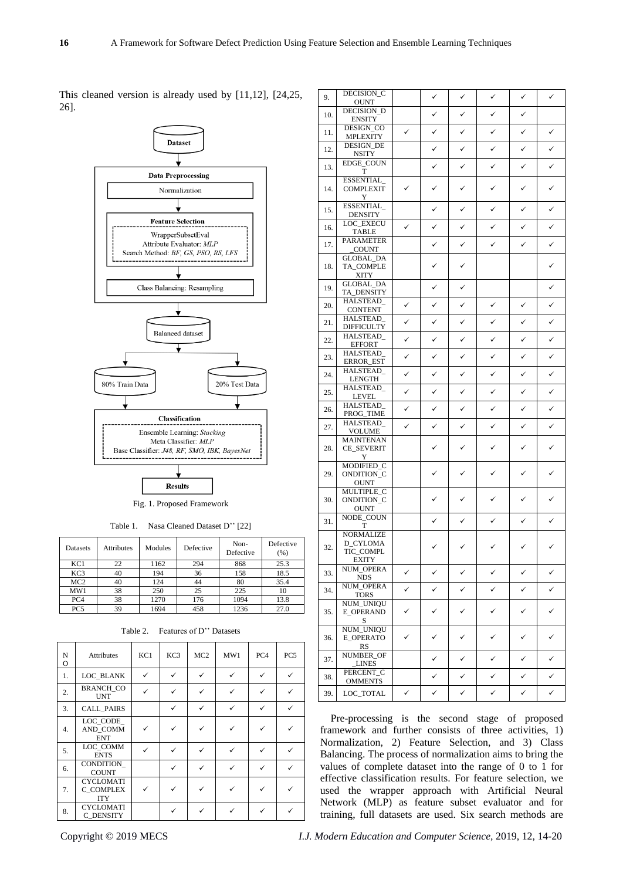This cleaned version is already used by [11,12], [24,25, 26].

Fig. 1. Proposed Framework

Table 1. Nasa Cleaned Dataset D'' [22]

| Datasets | Attributes | Modules | Defective | Non-Defective | Defective (%) |
|---|---|---|---|---|---|
| KC1 | 22 | 1162 | 294 | 868 | 25.3 |
| KC3 | 40 | 194 | 36 | 158 | 18.5 |
| MC2 | 40 | 124 | 44 | 80 | 35.4 |
| MW1 | 38 | 250 | 25 | 225 | 10 |
| PC4 | 38 | 1270 | 176 | 1094 | 13.8 |
| PC5 | 39 | 1694 | 458 | 1236 | 27.0 |

Table 2. Features of D'' Datasets

| NO | Attributes | KC1 | KC3 | MC2 | MW1 | PC4 | PC5 |
|---|---|---|---|---|---|---|---|
| 1. | LOC_BLANK | ✓ | ✓ | ✓ | ✓ | ✓ | ✓ |
| 2. | BRANCH_COUNT | ✓ | ✓ | ✓ | ✓ | ✓ | ✓ |
| 3. | CALL_PAIRS | | ✓ | ✓ | ✓ | ✓ | ✓ |
| 4. | LOC_CODE_AND_COMMENT | ✓ | ✓ | ✓ | ✓ | ✓ | ✓ |
| 5. | LOC_COMMENTS | ✓ | ✓ | ✓ | ✓ | ✓ | ✓ |
| 6. | CONDITION_COUNT | | ✓ | ✓ | ✓ | ✓ | ✓ |
| 7. | CYCLOMATIC_COMPLEXITY | ✓ | ✓ | ✓ | ✓ | ✓ | ✓ |
| 8. | CYCLOMATIC_DENSITY | | ✓ | ✓ | ✓ | ✓ | ✓ |
| 9. | DECISION_COUNT | | ✓ | ✓ | ✓ | ✓ | ✓ |
| 10. | DECISION_DENSITY | | ✓ | ✓ | ✓ | ✓ | |
| 11. | DESIGN_COMPLEXITY | ✓ | ✓ | ✓ | ✓ | ✓ | ✓ |
| 12. | DESIGN_DENSITY | | ✓ | ✓ | ✓ | ✓ | ✓ |
| 13. | EDGE_COUNT | | ✓ | ✓ | ✓ | ✓ | ✓ |
| 14. | ESSENTIAL_COMPLEXITY | ✓ | ✓ | ✓ | ✓ | ✓ | ✓ |
| 15. | ESSENTIAL_DENSITY | | ✓ | ✓ | ✓ | ✓ | ✓ |
| 16. | LOC_EXECUTABLE | ✓ | ✓ | ✓ | ✓ | ✓ | ✓ |
| 17. | PARAMETER_COUNT | | ✓ | ✓ | ✓ | ✓ | ✓ |
| 18. | GLOBAL_DATA_COMPLEXITY | | ✓ | ✓ | | | ✓ |
| 19. | GLOBAL_DATA_DENSITY | | ✓ | ✓ | | | ✓ |
| 20. | HALSTEAD_CONTENT | ✓ | ✓ | ✓ | ✓ | ✓ | ✓ |
| 21. | HALSTEAD_DIFFICULTY | ✓ | ✓ | ✓ | ✓ | ✓ | ✓ |
| 22. | HALSTEAD_EFFORT | ✓ | ✓ | ✓ | ✓ | ✓ | ✓ |
| 23. | HALSTEAD_ERROR_EST | ✓ | ✓ | ✓ | ✓ | ✓ | ✓ |
| 24. | HALSTEAD_LENGTH | ✓ | ✓ | ✓ | ✓ | ✓ | ✓ |
| 25. | HALSTEAD_LEVEL | ✓ | ✓ | ✓ | ✓ | ✓ | ✓ |
| 26. | HALSTEAD_PROG_TIME | ✓ | ✓ | ✓ | ✓ | ✓ | ✓ |
| 27. | HALSTEAD_VOLUME | ✓ | ✓ | ✓ | ✓ | ✓ | ✓ |
| 28. | MAINTENANCE_SEVERITY | | ✓ | ✓ | ✓ | ✓ | ✓ |
| 29. | MODIFIED_CONDITION_COUNT | | ✓ | ✓ | ✓ | ✓ | ✓ |
| 30. | MULTIPLE_CONDITION_COUNT | | ✓ | ✓ | ✓ | ✓ | ✓ |
| 31. | NODE_COUNT | | ✓ | ✓ | ✓ | ✓ | ✓ |
| 32. | NORMALIZED_CYLOMATIC_COMPLEXITY | | ✓ | ✓ | ✓ | ✓ | ✓ |
| 33. | NUM_OPERANDS | ✓ | ✓ | ✓ | ✓ | ✓ | ✓ |
| 34. | NUM_OPERATORS | ✓ | ✓ | ✓ | ✓ | ✓ | ✓ |
| 35. | NUM_UNIQUE_OPERANDS | ✓ | ✓ | ✓ | ✓ | ✓ | ✓ |
| 36. | NUM_UNIQUE_OPERATORS | ✓ | ✓ | ✓ | ✓ | ✓ | ✓ |
| 37. | NUMBER_OF_LINES | | ✓ | ✓ | ✓ | ✓ | ✓ |
| 38. | PERCENT_COMMENTS | | ✓ | ✓ | ✓ | ✓ | ✓ |
| 39. | LOC_TOTAL | ✓ | ✓ | ✓ | ✓ | ✓ | ✓ |

Pre-processing is the second stage of proposed framework and further consists of three activities, 1) Normalization, 2) Feature Selection, and 3) Class Balancing. The process of normalization aims to bring the values of complete dataset into the range of 0 to 1 for effective classification results. For feature selection, we used the wrapper approach with Artificial Neural Network (MLP) as feature subset evaluator and for training, full datasets are used. Six search methods are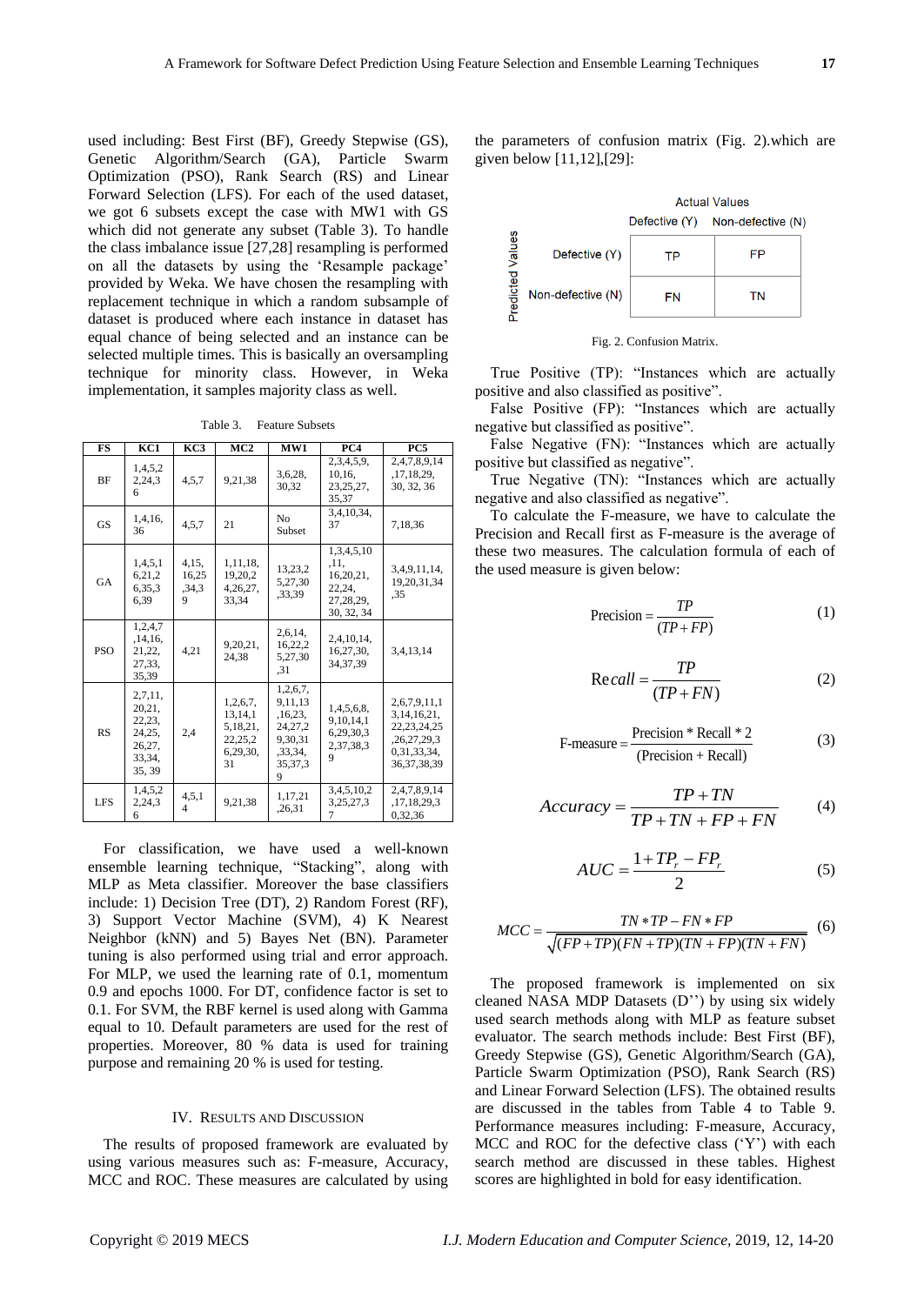used including: Best First (BF), Greedy Stepwise (GS), Genetic Algorithm/Search (GA), Particle Swarm Optimization (PSO), Rank Search (RS) and Linear Forward Selection (LFS). For each of the used dataset, we got 6 subsets except the case with MW1 with GS which did not generate any subset (Table 3). To handle the class imbalance issue [27,28] resampling is performed on all the datasets by using the 'Resample package' provided by Weka. We have chosen the resampling with replacement technique in which a random subsample of dataset is produced where each instance in dataset has equal chance of being selected and an instance can be selected multiple times. This is basically an oversampling technique for minority class. However, in Weka implementation, it samples majority class as well.

Table 3. Feature Subsets

| FS | KC1 | KC3 | MC2 | MW1 | PC4 | PC5 |
|---|---|---|---|---|---|---|
| BF | 1,4,5,22,24,36 | 4,5,7 | 9,21,38 | 3,6,28,30,32 | 2,3,4,5,9,10,16,23,25,27,35,37 | 2,4,7,8,9,14,17,18,29,30, 32, 36 |
| GS | 1,4,16,36 | 4,5,7 | 21 | No Subset | 3,4,10,34,37 | 7,18,36 |
| GA | 1,4,5,16,21,26,35,36,39 | 4,15,16,25,34,39 | 1,11,18,19,20,24,26,27,33,34 | 13,23,25,27,30,33,39 | 1,3,4,5,10,11,16,20,21,22,24,27,28,29,30, 32, 34 | 3,4,9,11,14,19,20,31,34,35 |
| PSO | 1,2,4,7,14,16,21,22,27,33,35,39 | 4,21 | 9,20,21,24,38 | 2,6,14,16,22,25,27,30,31 | 2,4,10,14,16,27,30,34,37,39 | 3,4,13,14 |
| RS | 2,7,11,20,21,22,23,24,25,26,27,33,34,35, 39 | 2,4 | 1,2,6,7,13,14,15,18,21,22,26,29,30,31 | 1,2,6,7,9,11,13,16,23,24,27,29,30,31,33,34,35,37,39 | 1,4,5,6,8,9,10,14,16,29,30,32,37,38,39 | 2,6,7,9,11,13,14,16,21,22,23,24,25,26,27,29,30,31,33,34,36,37,38,39 |
| LFS | 1,4,5,22,24,36 | 4,5,14 | 9,21,38 | 1,17,21,26,31 | 3,4,5,10,23,25,27,37 | 2,4,7,8,9,14,17,18,29,30,32,36 |

For classification, we have used a well-known ensemble learning technique, "Stacking", along with MLP as Meta classifier. Moreover the base classifiers include: 1) Decision Tree (DT), 2) Random Forest (RF), 3) Support Vector Machine (SVM), 4) K Nearest Neighbor (kNN) and 5) Bayes Net (BN). Parameter tuning is also performed using trial and error approach. For MLP, we used the learning rate of 0.1, momentum 0.9 and epochs 1000. For DT, confidence factor is set to 0.1. For SVM, the RBF kernel is used along with Gamma equal to 10. Default parameters are used for the rest of properties. Moreover, 80 % data is used for training purpose and remaining 20 % is used for testing.

## IV. Results and Discussion

The results of proposed framework are evaluated by using various measures such as: F-measure, Accuracy, MCC and ROC. These measures are calculated by using the parameters of confusion matrix (Fig. 2).which are given below [11,12],[29]:

| | | Actual Values | |
|---|---|---|---|
| | | Defective (Y) | Non-defective (N) |
| Predicted Values | Defective (Y) | TP | FP |
| | Non-defective (N) | FN | TN |

Fig. 2. Confusion Matrix.

True Positive (TP): "Instances which are actually positive and also classified as positive".

False Positive (FP): "Instances which are actually negative but classified as positive".

False Negative (FN): "Instances which are actually positive but classified as negative".

True Negative (TN): "Instances which are actually negative and also classified as negative".

To calculate the F-measure, we have to calculate the Precision and Recall first as F-measure is the average of these two measures. The calculation formula of each of the used measure is given below:

$$\text{Precision} = \frac{TP}{(TP+FP)} \tag{1}$$

$$\text{Recall} = \frac{TP}{(TP+FN)} \tag{2}$$

$$\text{F-measure} = \frac{\text{Precision} * \text{Recall} * 2}{(\text{Precision} + \text{Recall})} \tag{3}$$

$$Accuracy = \frac{TP+TN}{TP+TN+FP+FN} \tag{4}$$

$$AUC = \frac{1+TP_r - FP_r}{2} \tag{5}$$

$$MCC = \frac{TN*TP-FN*FP}{\sqrt{(FP+TP)(FN+TP)(TN+FP)(TN+FN)}} \tag{6}$$

The proposed framework is implemented on six cleaned NASA MDP Datasets (D'') by using six widely used search methods along with MLP as feature subset evaluator. The search methods include: Best First (BF), Greedy Stepwise (GS), Genetic Algorithm/Search (GA), Particle Swarm Optimization (PSO), Rank Search (RS) and Linear Forward Selection (LFS). The obtained results are discussed in the tables from Table 4 to Table 9. Performance measures including: F-measure, Accuracy, MCC and ROC for the defective class ('Y') with each search method are discussed in these tables. Highest scores are highlighted in bold for easy identification.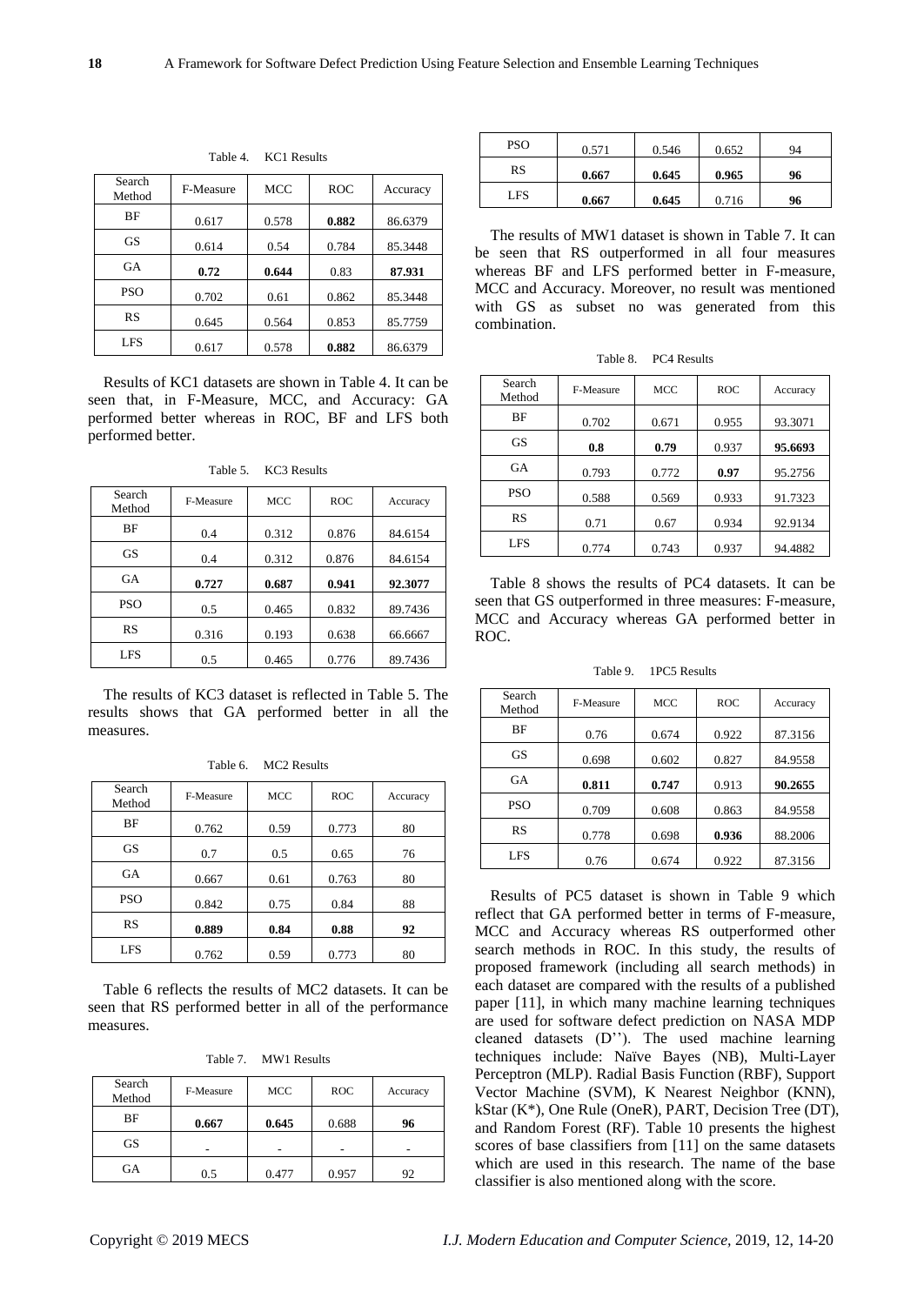Table 4. KC1 Results

| Search Method | F-Measure | MCC | ROC | Accuracy |
|---|---|---|---|---|
| BF | 0.617 | 0.578 | **0.882** | 86.6379 |
| GS | 0.614 | 0.54 | 0.784 | 85.3448 |
| GA | **0.72** | **0.644** | 0.83 | **87.931** |
| PSO | 0.702 | 0.61 | 0.862 | 85.3448 |
| RS | 0.645 | 0.564 | 0.853 | 85.7759 |
| LFS | 0.617 | 0.578 | **0.882** | 86.6379 |

Results of KC1 datasets are shown in Table 4. It can be seen that, in F-Measure, MCC, and Accuracy: GA performed better whereas in ROC, BF and LFS both performed better.

Table 5. KC3 Results

| Search Method | F-Measure | MCC | ROC | Accuracy |
|---|---|---|---|---|
| BF | 0.4 | 0.312 | 0.876 | 84.6154 |
| GS | 0.4 | 0.312 | 0.876 | 84.6154 |
| GA | **0.727** | **0.687** | **0.941** | **92.3077** |
| PSO | 0.5 | 0.465 | 0.832 | 89.7436 |
| RS | 0.316 | 0.193 | 0.638 | 66.6667 |
| LFS | 0.5 | 0.465 | 0.776 | 89.7436 |

The results of KC3 dataset is reflected in Table 5. The results shows that GA performed better in all the measures.

Table 6. MC2 Results

| Search Method | F-Measure | MCC | ROC | Accuracy |
|---|---|---|---|---|
| BF | 0.762 | 0.59 | 0.773 | 80 |
| GS | 0.7 | 0.5 | 0.65 | 76 |
| GA | 0.667 | 0.61 | 0.763 | 80 |
| PSO | 0.842 | 0.75 | 0.84 | 88 |
| RS | **0.889** | **0.84** | **0.88** | **92** |
| LFS | 0.762 | 0.59 | 0.773 | 80 |

Table 6 reflects the results of MC2 datasets. It can be seen that RS performed better in all of the performance measures.

Table 7. MW1 Results

| Search Method | F-Measure | MCC | ROC | Accuracy |
|---|---|---|---|---|
| BF | **0.667** | **0.645** | 0.688 | **96** |
| GS | - | - | - | - |
| GA | 0.5 | 0.477 | 0.957 | 92 |
| PSO | 0.571 | 0.546 | 0.652 | 94 |
| RS | **0.667** | **0.645** | **0.965** | **96** |
| LFS | **0.667** | **0.645** | 0.716 | **96** |

The results of MW1 dataset is shown in Table 7. It can be seen that RS outperformed in all four measures whereas BF and LFS performed better in F-measure, MCC and Accuracy. Moreover, no result was mentioned with GS as subset no was generated from this combination.

Table 8. PC4 Results

| Search Method | F-Measure | MCC | ROC | Accuracy |
|---|---|---|---|---|
| BF | 0.702 | 0.671 | 0.955 | 93.3071 |
| GS | **0.8** | **0.79** | 0.937 | **95.6693** |
| GA | 0.793 | 0.772 | **0.97** | 95.2756 |
| PSO | 0.588 | 0.569 | 0.933 | 91.7323 |
| RS | 0.71 | 0.67 | 0.934 | 92.9134 |
| LFS | 0.774 | 0.743 | 0.937 | 94.4882 |

Table 8 shows the results of PC4 datasets. It can be seen that GS outperformed in three measures: F-measure, MCC and Accuracy whereas GA performed better in ROC.

Table 9. 1PC5 Results

| Search Method | F-Measure | MCC | ROC | Accuracy |
|---|---|---|---|---|
| BF | 0.76 | 0.674 | 0.922 | 87.3156 |
| GS | 0.698 | 0.602 | 0.827 | 84.9558 |
| GA | **0.811** | **0.747** | 0.913 | **90.2655** |
| PSO | 0.709 | 0.608 | 0.863 | 84.9558 |
| RS | 0.778 | 0.698 | **0.936** | 88.2006 |
| LFS | 0.76 | 0.674 | 0.922 | 87.3156 |

Results of PC5 dataset is shown in Table 9 which reflect that GA performed better in terms of F-measure, MCC and Accuracy whereas RS outperformed other search methods in ROC. In this study, the results of proposed framework (including all search methods) in each dataset are compared with the results of a published paper [11], in which many machine learning techniques are used for software defect prediction on NASA MDP cleaned datasets (D''). The used machine learning techniques include: Naïve Bayes (NB), Multi-Layer Perceptron (MLP). Radial Basis Function (RBF), Support Vector Machine (SVM), K Nearest Neighbor (KNN), kStar (K*), One Rule (OneR), PART, Decision Tree (DT), and Random Forest (RF). Table 10 presents the highest scores of base classifiers from [11] on the same datasets which are used in this research. The name of the base classifier is also mentioned along with the score.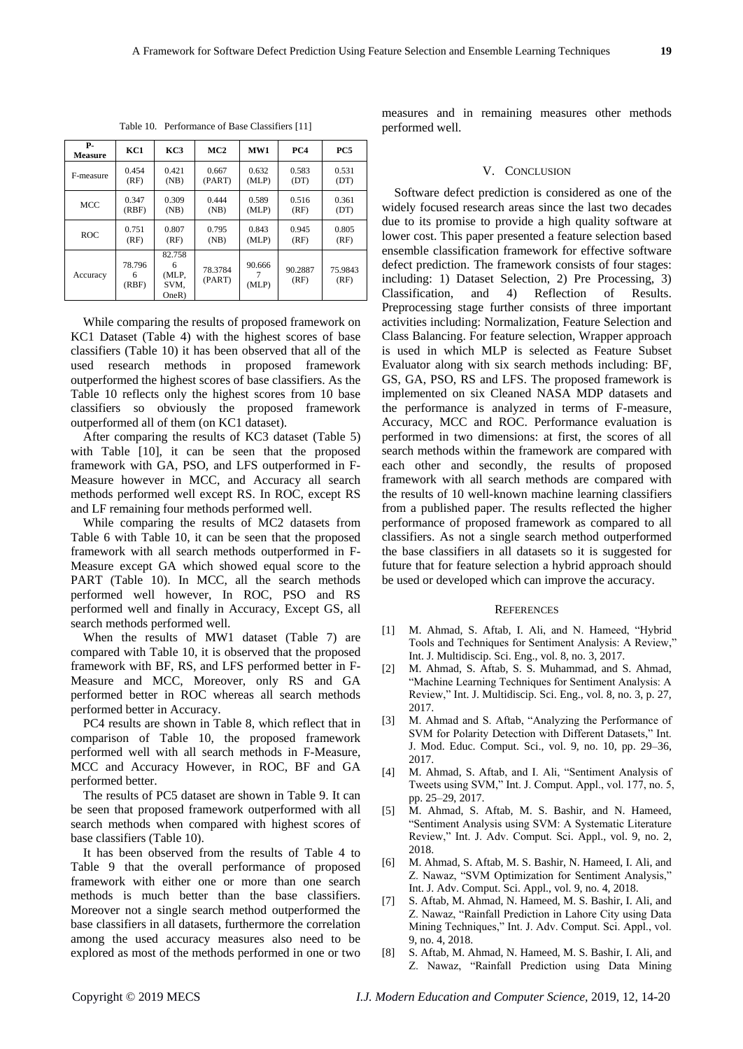Table 10. Performance of Base Classifiers [11]

| P-Measure | KC1 | KC3 | MC2 | MW1 | PC4 | PC5 |
|---|---|---|---|---|---|---|
| F-measure | 0.454 (RF) | 0.421 (NB) | 0.667 (PART) | 0.632 (MLP) | 0.583 (DT) | 0.531 (DT) |
| MCC | 0.347 (RBF) | 0.309 (NB) | 0.444 (NB) | 0.589 (MLP) | 0.516 (RF) | 0.361 (DT) |
| ROC | 0.751 (RF) | 0.807 (RF) | 0.795 (NB) | 0.843 (MLP) | 0.945 (RF) | 0.805 (RF) |
| Accuracy | 78.7966 (RBF) | 82.7586 (MLP, SVM, OneR) | 78.3784 (PART) | 90.6667 (MLP) | 90.2887 (RF) | 75.9843 (RF) |

While comparing the results of proposed framework on KC1 Dataset (Table 4) with the highest scores of base classifiers (Table 10) it has been observed that all of the used research methods in proposed framework outperformed the highest scores of base classifiers. As the Table 10 reflects only the highest scores from 10 base classifiers so obviously the proposed framework outperformed all of them (on KC1 dataset).

After comparing the results of KC3 dataset (Table 5) with Table [10], it can be seen that the proposed framework with GA, PSO, and LFS outperformed in F-Measure however in MCC, and Accuracy all search methods performed well except RS. In ROC, except RS and LF remaining four methods performed well.

While comparing the results of MC2 datasets from Table 6 with Table 10, it can be seen that the proposed framework with all search methods outperformed in F-Measure except GA which showed equal score to the PART (Table 10). In MCC, all the search methods performed well however, In ROC, PSO and RS performed well and finally in Accuracy, Except GS, all search methods performed well.

When the results of MW1 dataset (Table 7) are compared with Table 10, it is observed that the proposed framework with BF, RS, and LFS performed better in F-Measure and MCC, Moreover, only RS and GA performed better in ROC whereas all search methods performed better in Accuracy.

PC4 results are shown in Table 8, which reflect that in comparison of Table 10, the proposed framework performed well with all search methods in F-Measure, MCC and Accuracy However, in ROC, BF and GA performed better.

The results of PC5 dataset are shown in Table 9. It can be seen that proposed framework outperformed with all search methods when compared with highest scores of base classifiers (Table 10).

It has been observed from the results of Table 4 to Table 9 that the overall performance of proposed framework with either one or more than one search methods is much better than the base classifiers. Moreover not a single search method outperformed the base classifiers in all datasets, furthermore the correlation among the used accuracy measures also need to be explored as most of the methods performed in one or two measures and in remaining measures other methods performed well.

## V. Conclusion

Software defect prediction is considered as one of the widely focused research areas since the last two decades due to its promise to provide a high quality software at lower cost. This paper presented a feature selection based ensemble classification framework for effective software defect prediction. The framework consists of four stages: including: 1) Dataset Selection, 2) Pre Processing, 3) Classification, and 4) Reflection of Results. Preprocessing stage further consists of three important activities including: Normalization, Feature Selection and Class Balancing. For feature selection, Wrapper approach is used in which MLP is selected as Feature Subset Evaluator along with six search methods including: BF, GS, GA, PSO, RS and LFS. The proposed framework is implemented on six Cleaned NASA MDP datasets and the performance is analyzed in terms of F-measure, Accuracy, MCC and ROC. Performance evaluation is performed in two dimensions: at first, the scores of all search methods within the framework are compared with each other and secondly, the results of proposed framework with all search methods are compared with the results of 10 well-known machine learning classifiers from a published paper. The results reflected the higher performance of proposed framework as compared to all classifiers. As not a single search method outperformed the base classifiers in all datasets so it is suggested for future that for feature selection a hybrid approach should be used or developed which can improve the accuracy.

## References

[1] M. Ahmad, S. Aftab, I. Ali, and N. Hameed, “Hybrid Tools and Techniques for Sentiment Analysis: A Review,” Int. J. Multidiscip. Sci. Eng., vol. 8, no. 3, 2017.

[2] M. Ahmad, S. Aftab, S. S. Muhammad, and S. Ahmad, “Machine Learning Techniques for Sentiment Analysis: A Review,” Int. J. Multidiscip. Sci. Eng., vol. 8, no. 3, p. 27, 2017.

[3] M. Ahmad and S. Aftab, “Analyzing the Performance of SVM for Polarity Detection with Different Datasets,” Int. J. Mod. Educ. Comput. Sci., vol. 9, no. 10, pp. 29–36, 2017.

[4] M. Ahmad, S. Aftab, and I. Ali, “Sentiment Analysis of Tweets using SVM,” Int. J. Comput. Appl., vol. 177, no. 5, pp. 25–29, 2017.

[5] M. Ahmad, S. Aftab, M. S. Bashir, and N. Hameed, “Sentiment Analysis using SVM: A Systematic Literature Review,” Int. J. Adv. Comput. Sci. Appl., vol. 9, no. 2, 2018.

[6] M. Ahmad, S. Aftab, M. S. Bashir, N. Hameed, I. Ali, and Z. Nawaz, “SVM Optimization for Sentiment Analysis,” Int. J. Adv. Comput. Sci. Appl., vol. 9, no. 4, 2018.

[7] S. Aftab, M. Ahmad, N. Hameed, M. S. Bashir, I. Ali, and Z. Nawaz, “Rainfall Prediction in Lahore City using Data Mining Techniques,” Int. J. Adv. Comput. Sci. Appl., vol. 9, no. 4, 2018.

[8] S. Aftab, M. Ahmad, N. Hameed, M. S. Bashir, I. Ali, and Z. Nawaz, “Rainfall Prediction using Data Mining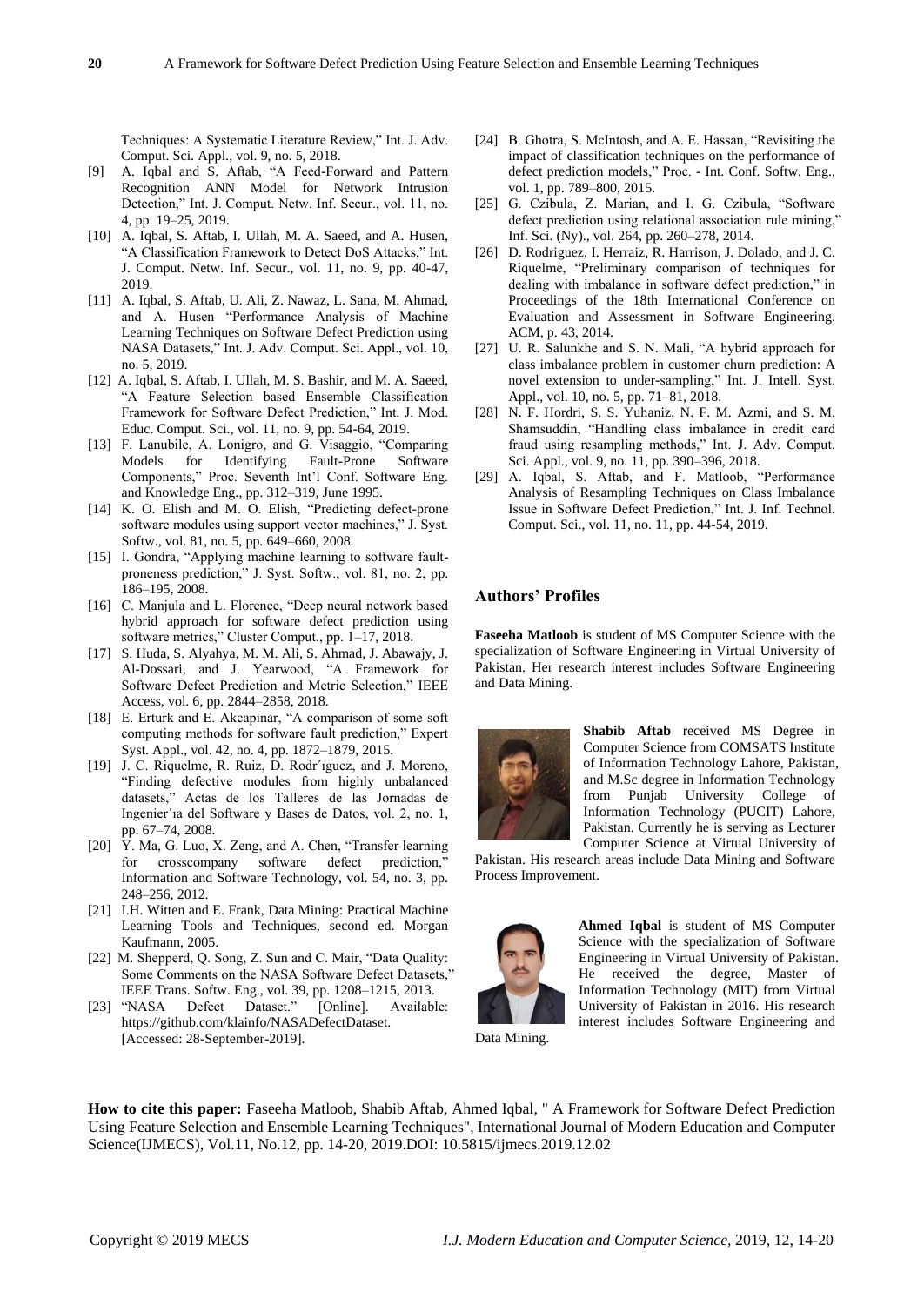Techniques: A Systematic Literature Review," Int. J. Adv. Comput. Sci. Appl., vol. 9, no. 5, 2018.

[9] A. Iqbal and S. Aftab, "A Feed-Forward and Pattern Recognition ANN Model for Network Intrusion Detection," Int. J. Comput. Netw. Inf. Secur., vol. 11, no. 4, pp. 19–25, 2019.

[10] A. Iqbal, S. Aftab, I. Ullah, M. A. Saeed, and A. Husen, "A Classification Framework to Detect DoS Attacks," Int. J. Comput. Netw. Inf. Secur., vol. 11, no. 9, pp. 40-47, 2019.

[11] A. Iqbal, S. Aftab, U. Ali, Z. Nawaz, L. Sana, M. Ahmad, and A. Husen "Performance Analysis of Machine Learning Techniques on Software Defect Prediction using NASA Datasets," Int. J. Adv. Comput. Sci. Appl., vol. 10, no. 5, 2019.

[12] A. Iqbal, S. Aftab, I. Ullah, M. S. Bashir, and M. A. Saeed, "A Feature Selection based Ensemble Classification Framework for Software Defect Prediction," Int. J. Mod. Educ. Comput. Sci., vol. 11, no. 9, pp. 54-64, 2019.

[13] F. Lanubile, A. Lonigro, and G. Visaggio, "Comparing Models for Identifying Fault-Prone Software Components," Proc. Seventh Int'l Conf. Software Eng. and Knowledge Eng., pp. 312–319, June 1995.

[14] K. O. Elish and M. O. Elish, "Predicting defect-prone software modules using support vector machines," J. Syst. Softw., vol. 81, no. 5, pp. 649–660, 2008.

[15] I. Gondra, "Applying machine learning to software fault-proneness prediction," J. Syst. Softw., vol. 81, no. 2, pp. 186–195, 2008.

[16] C. Manjula and L. Florence, "Deep neural network based hybrid approach for software defect prediction using software metrics," Cluster Comput., pp. 1–17, 2018.

[17] S. Huda, S. Alyahya, M. M. Ali, S. Ahmad, J. Abawajy, J. Al-Dossari, and J. Yearwood, "A Framework for Software Defect Prediction and Metric Selection," IEEE Access, vol. 6, pp. 2844–2858, 2018.

[18] E. Erturk and E. Akcapinar, "A comparison of some soft computing methods for software fault prediction," Expert Syst. Appl., vol. 42, no. 4, pp. 1872–1879, 2015.

[19] J. C. Riquelme, R. Ruiz, D. Rodr´ıguez, and J. Moreno, "Finding defective modules from highly unbalanced datasets," Actas de los Talleres de las Jornadas de Ingenier´ıa del Software y Bases de Datos, vol. 2, no. 1, pp. 67–74, 2008.

[20] Y. Ma, G. Luo, X. Zeng, and A. Chen, "Transfer learning for crosscompany software defect prediction," Information and Software Technology, vol. 54, no. 3, pp. 248–256, 2012.

[21] I.H. Witten and E. Frank, Data Mining: Practical Machine Learning Tools and Techniques, second ed. Morgan Kaufmann, 2005.

[22] M. Shepperd, Q. Song, Z. Sun and C. Mair, "Data Quality: Some Comments on the NASA Software Defect Datasets," IEEE Trans. Softw. Eng., vol. 39, pp. 1208–1215, 2013.

[23] "NASA Defect Dataset." [Online]. Available: https://github.com/klainfo/NASADefectDataset. [Accessed: 28-September-2019].

[24] B. Ghotra, S. McIntosh, and A. E. Hassan, "Revisiting the impact of classification techniques on the performance of defect prediction models," Proc. - Int. Conf. Softw. Eng., vol. 1, pp. 789–800, 2015.

[25] G. Czibula, Z. Marian, and I. G. Czibula, "Software defect prediction using relational association rule mining," Inf. Sci. (Ny)., vol. 264, pp. 260–278, 2014.

[26] D. Rodriguez, I. Herraiz, R. Harrison, J. Dolado, and J. C. Riquelme, "Preliminary comparison of techniques for dealing with imbalance in software defect prediction," in Proceedings of the 18th International Conference on Evaluation and Assessment in Software Engineering. ACM, p. 43, 2014.

[27] U. R. Salunkhe and S. N. Mali, "A hybrid approach for class imbalance problem in customer churn prediction: A novel extension to under-sampling," Int. J. Intell. Syst. Appl., vol. 10, no. 5, pp. 71–81, 2018.

[28] N. F. Hordri, S. S. Yuhaniz, N. F. M. Azmi, and S. M. Shamsuddin, "Handling class imbalance in credit card fraud using resampling methods," Int. J. Adv. Comput. Sci. Appl., vol. 9, no. 11, pp. 390–396, 2018.

[29] A. Iqbal, S. Aftab, and F. Matloob, "Performance Analysis of Resampling Techniques on Class Imbalance Issue in Software Defect Prediction," Int. J. Inf. Technol. Comput. Sci., vol. 11, no. 11, pp. 44-54, 2019.

## Authors' Profiles

**Faseeha Matloob** is student of MS Computer Science with the specialization of Software Engineering in Virtual University of Pakistan. Her research interest includes Software Engineering and Data Mining.

**Shabib Aftab** received MS Degree in Computer Science from COMSATS Institute of Information Technology Lahore, Pakistan, and M.Sc degree in Information Technology from Punjab University College of Information Technology (PUCIT) Lahore, Pakistan. Currently he is serving as Lecturer Computer Science at Virtual University of Pakistan. His research areas include Data Mining and Software Process Improvement.

**Ahmed Iqbal** is student of MS Computer Science with the specialization of Software Engineering in Virtual University of Pakistan. He received the degree, Master of Information Technology (MIT) from Virtual University of Pakistan in 2016. His research interest includes Software Engineering and Data Mining.

**How to cite this paper:** Faseeha Matloob, Shabib Aftab, Ahmed Iqbal, " A Framework for Software Defect Prediction Using Feature Selection and Ensemble Learning Techniques", International Journal of Modern Education and Computer Science(IJMECS), Vol.11, No.12, pp. 14-20, 2019.DOI: 10.5815/ijmecs.2019.12.02